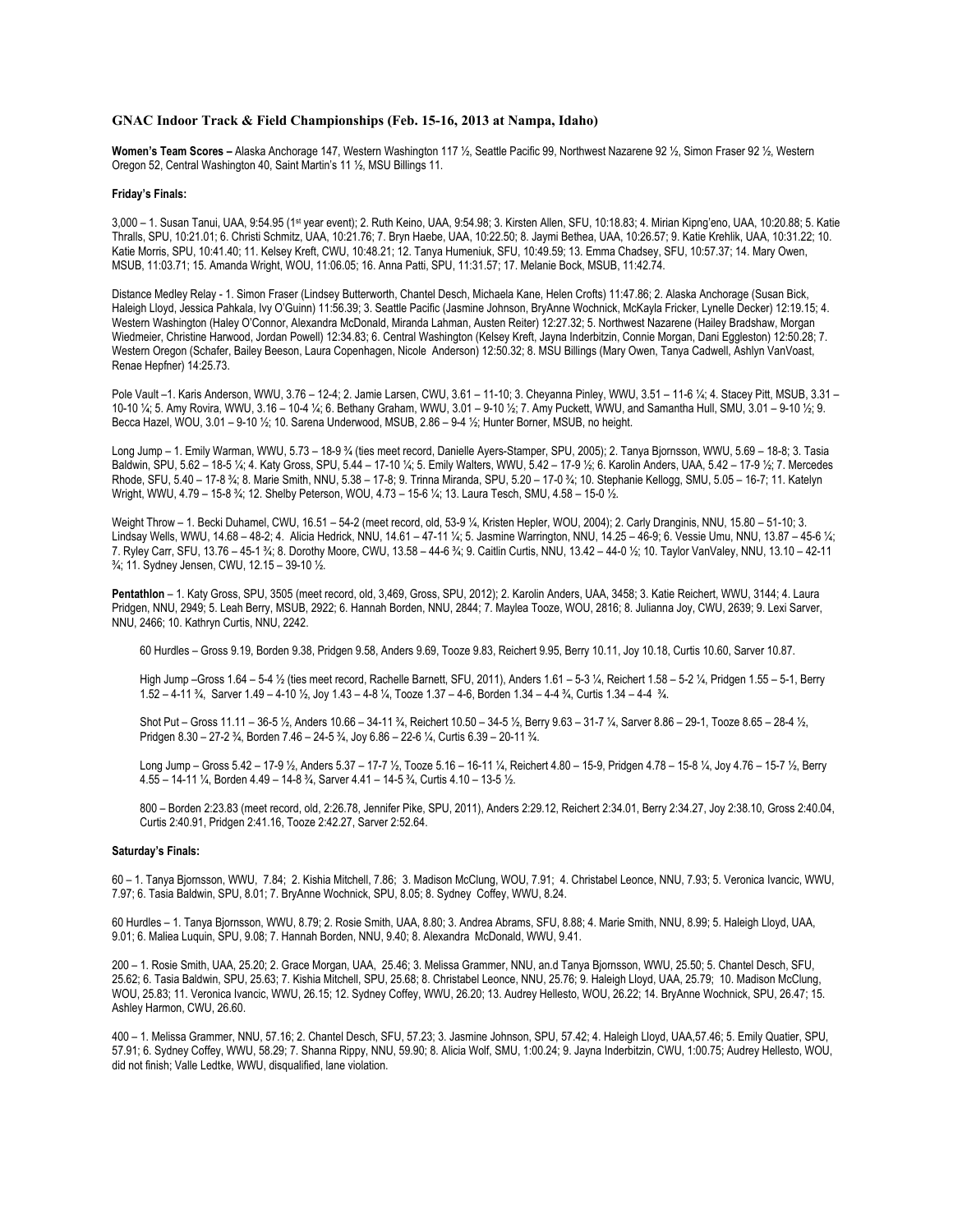### GNAC Indoor Track & Field Championships (Feb. 15-16, 2013 at Nampa, Idaho)

**Women's Team Scores –** Alaska Anchorage 147, Western Washington 117 ½, Seattle Pacific 99, Northwest Nazarene 92 ½, Simon Fraser 92 ½, Western Oregon 52, Central Washington 40, Saint Martin's 11 ½, MSU Billings 11.

**Friday's Finals:**

3,000 – 1. Susan Tanui, UAA, 9:54.95 (1st year event); 2. Ruth Keino, UAA, 9:54.98; 3. Kirsten Allen, SFU, 10:18.83; 4. Mirian Kipng'eno, UAA, 10:20.88; 5. Katie Thralls, SPU, 10:21.01; 6. Christi Schmitz, UAA, 10:21.76; 7. Bryn Haebe, UAA, 10:22.50; 8. Jaymi Bethea, UAA, 10:26.57; 9. Katie Krehlik, UAA, 10:31.22; 10. Katie Morris, SPU, 10:41.40; 11. Kelsey Kreft, CWU, 10:48.21; 12. Tanya Humeniuk, SFU, 10:49.59; 13. Emma Chadsey, SFU, 10:57.37; 14. Mary Owen, MSUB, 11:03.71; 15. Amanda Wright, WOU, 11:06.05; 16. Anna Patti, SPU, 11:31.57; 17. Melanie Bock, MSUB, 11:42.74.

Distance Medley Relay - 1. Simon Fraser (Lindsey Butterworth, Chantel Desch, Michaela Kane, Helen Crofts) 11:47.86; 2. Alaska Anchorage (Susan Bick, Haleigh Lloyd, Jessica Pahkala, Ivy O'Guinn) 11:56.39; 3. Seattle Pacific (Jasmine Johnson, BryAnne Wochnick, McKayla Fricker, Lynelle Decker) 12:19.15; 4. Western Washington (Haley O'Connor, Alexandra McDonald, Miranda Lahman, Austen Reiter) 12:27.32; 5. Northwest Nazarene (Hailey Bradshaw, Morgan Wiedmeier, Christine Harwood, Jordan Powell) 12:34.83; 6. Central Washington (Kelsey Kreft, Jayna Inderbitzin, Connie Morgan, Dani Eggleston) 12:50.28; 7. Western Oregon (Schafer, Bailey Beeson, Laura Copenhagen, Nicole Anderson) 12:50.32; 8. MSU Billings (Mary Owen, Tanya Cadwell, Ashlyn VanVoast, Renae Hepfner) 14:25.73.

Pole Vault –1. Karis Anderson, WWU, 3.76 – 12-4; 2. Jamie Larsen, CWU, 3.61 – 11-10; 3. Cheyanna Pinley, WWU, 3.51 – 11-6 ¼; 4. Stacey Pitt, MSUB, 3.31 – 10-10 ¼; 5. Amy Rovira, WWU, 3.16 – 10-4 ¼; 6. Bethany Graham, WWU, 3.01 – 9-10 ½; 7. Amy Puckett, WWU, and Samantha Hull, SMU, 3.01 – 9-10 ½; 9. Becca Hazel, WOU, 3.01 – 9-10 ½; 10. Sarena Underwood, MSUB, 2.86 – 9-4 ½; Hunter Borner, MSUB, no height.

Long Jump – 1. Emily Warman, WWU, 5.73 – 18-9 ¾ (ties meet record, Danielle Ayers-Stamper, SPU, 2005); 2. Tanya Bjornsson, WWU, 5.69 – 18-8; 3. Tasia Baldwin, SPU, 5.62 – 18-5 ¼; 4. Katy Gross, SPU, 5.44 – 17-10 ¼; 5. Emily Walters, WWU, 5.42 – 17-9 ½; 6. Karolin Anders, UAA, 5.42 – 17-9 ½; 7. Mercedes Rhode, SFU, 5.40 – 17-8 ¾; 8. Marie Smith, NNU, 5.38 – 17-8; 9. Trinna Miranda, SPU, 5.20 – 17-0 ¾; 10. Stephanie Kellogg, SMU, 5.05 – 16-7; 11. Katelyn Wright, WWU, 4.79 – 15-8 ¾; 12. Shelby Peterson, WOU, 4.73 – 15-6 ¼; 13. Laura Tesch, SMU, 4.58 – 15-0 ½.

Weight Throw – 1. Becki Duhamel, CWU, 16.51 – 54-2 (meet record, old, 53-9 ¼, Kristen Hepler, WOU, 2004); 2. Carly Dranginis, NNU, 15.80 – 51-10; 3. Lindsay Wells, WWU, 14.68 – 48-2; 4. Alicia Hedrick, NNU, 14.61 – 47-11 ¼; 5. Jasmine Warrington, NNU, 14.25 – 46-9; 6. Vessie Umu, NNU, 13.87 – 45-6 ¼; 7. Ryley Carr, SFU, 13.76 – 45-1 ¾; 8. Dorothy Moore, CWU, 13.58 – 44-6 ¾; 9. Caitlin Curtis, NNU, 13.42 – 44-0 ½; 10. Taylor VanValey, NNU, 13.10 – 42-11 ¾; 11. Sydney Jensen, CWU, 12.15 – 39-10 ½.

**Pentathlon** – 1. Katy Gross, SPU, 3505 (meet record, old, 3,469, Gross, SPU, 2012); 2. Karolin Anders, UAA, 3458; 3. Katie Reichert, WWU, 3144; 4. Laura Pridgen, NNU, 2949; 5. Leah Berry, MSUB, 2922; 6. Hannah Borden, NNU, 2844; 7. Maylea Tooze, WOU, 2816; 8. Julianna Joy, CWU, 2639; 9. Lexi Sarver, NNU, 2466; 10. Kathryn Curtis, NNU, 2242.

60 Hurdles – Gross 9.19, Borden 9.38, Pridgen 9.58, Anders 9.69, Tooze 9.83, Reichert 9.95, Berry 10.11, Joy 10.18, Curtis 10.60, Sarver 10.87.

High Jump –Gross 1.64 – 5-4 ½ (ties meet record, Rachelle Barnett, SFU, 2011), Anders 1.61 – 5-3 ¼, Reichert 1.58 – 5-2 ¼, Pridgen 1.55 – 5-1, Berry 1.52 – 4-11 ¾, Sarver 1.49 – 4-10 ½, Joy 1.43 – 4-8 ¼, Tooze 1.37 – 4-6, Borden 1.34 – 4-4 ¾, Curtis 1.34 – 4-4 ¾.

Shot Put – Gross 11.11 – 36-5 ½, Anders 10.66 – 34-11 ¾, Reichert 10.50 – 34-5 ½, Berry 9.63 – 31-7 ¼, Sarver 8.86 – 29-1, Tooze 8.65 – 28-4 ½, Pridgen 8.30 – 27-2 ¾, Borden 7.46 – 24-5 ¾, Joy 6.86 – 22-6 ¼, Curtis 6.39 – 20-11 ¾.

Long Jump – Gross 5.42 – 17-9 ½, Anders 5.37 – 17-7 ½, Tooze 5.16 – 16-11 ¼, Reichert 4.80 – 15-9, Pridgen 4.78 – 15-8 ¼, Joy 4.76 – 15-7 ½, Berry 4.55 – 14-11 ¼, Borden 4.49 – 14-8 ¾, Sarver 4.41 – 14-5 ¾, Curtis 4.10 – 13-5 ½.

800 – Borden 2:23.83 (meet record, old, 2:26.78, Jennifer Pike, SPU, 2011), Anders 2:29.12, Reichert 2:34.01, Berry 2:34.27, Joy 2:38.10, Gross 2:40.04, Curtis 2:40.91, Pridgen 2:41.16, Tooze 2:42.27, Sarver 2:52.64.

**Saturday's Finals:**

60 – 1. Tanya Bjornsson, WWU, 7.84; 2. Kishia Mitchell, 7.86; 3. Madison McClung, WOU, 7.91; 4. Christabel Leonce, NNU, 7.93; 5. Veronica Ivancic, WWU, 7.97; 6. Tasia Baldwin, SPU, 8.01; 7. BryAnne Wochnick, SPU, 8.05; 8. Sydney Coffey, WWU, 8.24.

60 Hurdles – 1. Tanya Bjornsson, WWU, 8.79; 2. Rosie Smith, UAA, 8.80; 3. Andrea Abrams, SFU, 8.88; 4. Marie Smith, NNU, 8.99; 5. Haleigh Lloyd, UAA, 9.01; 6. Maliea Luquin, SPU, 9.08; 7. Hannah Borden, NNU, 9.40; 8. Alexandra McDonald, WWU, 9.41.

200 – 1. Rosie Smith, UAA, 25.20; 2. Grace Morgan, UAA, 25.46; 3. Melissa Grammer, NNU, an.d Tanya Bjornsson, WWU, 25.50; 5. Chantel Desch, SFU, 25.62; 6. Tasia Baldwin, SPU, 25.63; 7. Kishia Mitchell, SPU, 25.68; 8. Christabel Leonce, NNU, 25.76; 9. Haleigh Lloyd, UAA, 25.79; 10. Madison McClung, WOU, 25.83; 11. Veronica Ivancic, WWU, 26.15; 12. Sydney Coffey, WWU, 26.20; 13. Audrey Hellesto, WOU, 26.22; 14. BryAnne Wochnick, SPU, 26.47; 15. Ashley Harmon, CWU, 26.60.

400 – 1. Melissa Grammer, NNU, 57.16; 2. Chantel Desch, SFU, 57.23; 3. Jasmine Johnson, SPU, 57.42; 4. Haleigh Lloyd, UAA,57.46; 5. Emily Quatier, SPU, 57.91; 6. Sydney Coffey, WWU, 58.29; 7. Shanna Rippy, NNU, 59.90; 8. Alicia Wolf, SMU, 1:00.24; 9. Jayna Inderbitzin, CWU, 1:00.75; Audrey Hellesto, WOU, did not finish; Valle Ledtke, WWU, disqualified, lane violation.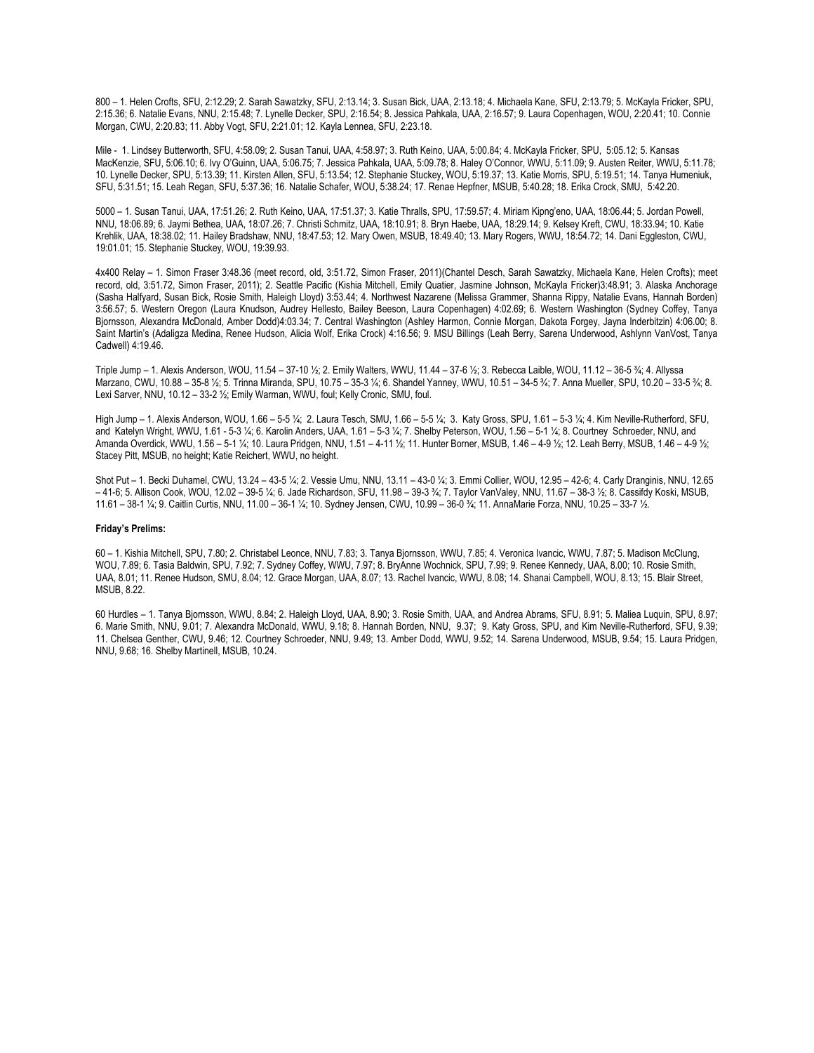800 – 1. Helen Crofts, SFU, 2:12.29; 2. Sarah Sawatzky, SFU, 2:13.14; 3. Susan Bick, UAA, 2:13.18; 4. Michaela Kane, SFU, 2:13.79; 5. McKayla Fricker, SPU, 2:15.36; 6. Natalie Evans, NNU, 2:15.48; 7. Lynelle Decker, SPU, 2:16.54; 8. Jessica Pahkala, UAA, 2:16.57; 9. Laura Copenhagen, WOU, 2:20.41; 10. Connie Morgan, CWU, 2:20.83; 11. Abby Vogt, SFU, 2:21.01; 12. Kayla Lennea, SFU, 2:23.18.

Mile - 1. Lindsey Butterworth, SFU, 4:58.09; 2. Susan Tanui, UAA, 4:58.97; 3. Ruth Keino, UAA, 5:00.84; 4. McKayla Fricker, SPU, 5:05.12; 5. Kansas MacKenzie, SFU, 5:06.10; 6. Ivy O'Guinn, UAA, 5:06.75; 7. Jessica Pahkala, UAA, 5:09.78; 8. Haley O'Connor, WWU, 5:11.09; 9. Austen Reiter, WWU, 5:11.78; 10. Lynelle Decker, SPU, 5:13.39; 11. Kirsten Allen, SFU, 5:13.54; 12. Stephanie Stuckey, WOU, 5:19.37; 13. Katie Morris, SPU, 5:19.51; 14. Tanya Humeniuk, SFU, 5:31.51; 15. Leah Regan, SFU, 5:37.36; 16. Natalie Schafer, WOU, 5:38.24; 17. Renae Hepfner, MSUB, 5:40.28; 18. Erika Crock, SMU, 5:42.20.

5000 – 1. Susan Tanui, UAA, 17:51.26; 2. Ruth Keino, UAA, 17:51.37; 3. Katie Thralls, SPU, 17:59.57; 4. Miriam Kipng'eno, UAA, 18:06.44; 5. Jordan Powell, NNU, 18:06.89; 6. Jaymi Bethea, UAA, 18:07.26; 7. Christi Schmitz, UAA, 18:10.91; 8. Bryn Haebe, UAA, 18:29.14; 9. Kelsey Kreft, CWU, 18:33.94; 10. Katie Krehlik, UAA, 18:38.02; 11. Hailey Bradshaw, NNU, 18:47.53; 12. Mary Owen, MSUB, 18:49.40; 13. Mary Rogers, WWU, 18:54.72; 14. Dani Eggleston, CWU, 19:01.01; 15. Stephanie Stuckey, WOU, 19:39.93.

4x400 Relay – 1. Simon Fraser 3:48.36 (meet record, old, 3:51.72, Simon Fraser, 2011)(Chantel Desch, Sarah Sawatzky, Michaela Kane, Helen Crofts); meet record, old, 3:51.72, Simon Fraser, 2011); 2. Seattle Pacific (Kishia Mitchell, Emily Quatier, Jasmine Johnson, McKayla Fricker)3:48.91; 3. Alaska Anchorage (Sasha Halfyard, Susan Bick, Rosie Smith, Haleigh Lloyd) 3:53.44; 4. Northwest Nazarene (Melissa Grammer, Shanna Rippy, Natalie Evans, Hannah Borden) 3:56.57; 5. Western Oregon (Laura Knudson, Audrey Hellesto, Bailey Beeson, Laura Copenhagen) 4:02.69; 6. Western Washington (Sydney Coffey, Tanya Bjornsson, Alexandra McDonald, Amber Dodd)4:03.34; 7. Central Washington (Ashley Harmon, Connie Morgan, Dakota Forgey, Jayna Inderbitzin) 4:06.00; 8. Saint Martin's (Adaligza Medina, Renee Hudson, Alicia Wolf, Erika Crock) 4:16.56; 9. MSU Billings (Leah Berry, Sarena Underwood, Ashlynn VanVost, Tanya Cadwell) 4:19.46.

Triple Jump – 1. Alexis Anderson, WOU, 11.54 – 37-10 ½; 2. Emily Walters, WWU, 11.44 – 37-6 ½; 3. Rebecca Laible, WOU, 11.12 – 36-5 ¾; 4. Allyssa Marzano, CWU, 10.88 – 35-8 ½; 5. Trinna Miranda, SPU, 10.75 – 35-3 ¼; 6. Shandel Yanney, WWU, 10.51 – 34-5 ¾; 7. Anna Mueller, SPU, 10.20 – 33-5 ¾; 8. Lexi Sarver, NNU, 10.12 – 33-2 ½; Emily Warman, WWU, foul; Kelly Cronic, SMU, foul.

High Jump – 1. Alexis Anderson, WOU, 1.66 – 5-5 ¼; 2. Laura Tesch, SMU, 1.66 – 5-5 ¼; 3. Katy Gross, SPU, 1.61 – 5-3 ¼; 4. Kim Neville-Rutherford, SFU, and Katelyn Wright, WWU, 1.61 - 5-3 ¼; 6. Karolin Anders, UAA, 1.61 – 5-3 ¼; 7. Shelby Peterson, WOU, 1.56 – 5-1 ¼; 8. Courtney Schroeder, NNU, and Amanda Overdick, WWU, 1.56 – 5-1 ¼; 10. Laura Pridgen, NNU, 1.51 – 4-11 ½; 11. Hunter Borner, MSUB, 1.46 – 4-9 ½; 12. Leah Berry, MSUB, 1.46 – 4-9 ½; Stacey Pitt, MSUB, no height; Katie Reichert, WWU, no height.

Shot Put – 1. Becki Duhamel, CWU, 13.24 – 43-5 ¼; 2. Vessie Umu, NNU, 13.11 – 43-0 ¼; 3. Emmi Collier, WOU, 12.95 – 42-6; 4. Carly Dranginis, NNU, 12.65 – 41-6; 5. Allison Cook, WOU, 12.02 – 39-5 ¼; 6. Jade Richardson, SFU, 11.98 – 39-3 ¾; 7. Taylor VanValey, NNU, 11.67 – 38-3 ½; 8. Cassifdy Koski, MSUB, 11.61 – 38-1 ¼; 9. Caitlin Curtis, NNU, 11.00 – 36-1 ¼; 10. Sydney Jensen, CWU, 10.99 – 36-0 ¾; 11. AnnaMarie Forza, NNU, 10.25 – 33-7 ½.

**Friday's Prelims:**

60 – 1. Kishia Mitchell, SPU, 7.80; 2. Christabel Leonce, NNU, 7.83; 3. Tanya Bjornsson, WWU, 7.85; 4. Veronica Ivancic, WWU, 7.87; 5. Madison McClung, WOU, 7.89; 6. Tasia Baldwin, SPU, 7.92; 7. Sydney Coffey, WWU, 7.97; 8. BryAnne Wochnick, SPU, 7.99; 9. Renee Kennedy, UAA, 8.00; 10. Rosie Smith, UAA, 8.01; 11. Renee Hudson, SMU, 8.04; 12. Grace Morgan, UAA, 8.07; 13. Rachel Ivancic, WWU, 8.08; 14. Shanai Campbell, WOU, 8.13; 15. Blair Street, MSUB, 8.22.

60 Hurdles – 1. Tanya Bjornsson, WWU, 8.84; 2. Haleigh Lloyd, UAA, 8.90; 3. Rosie Smith, UAA, and Andrea Abrams, SFU, 8.91; 5. Maliea Luquin, SPU, 8.97; 6. Marie Smith, NNU, 9.01; 7. Alexandra McDonald, WWU, 9.18; 8. Hannah Borden, NNU, 9.37; 9. Katy Gross, SPU, and Kim Neville-Rutherford, SFU, 9.39; 11. Chelsea Genther, CWU, 9.46; 12. Courtney Schroeder, NNU, 9.49; 13. Amber Dodd, WWU, 9.52; 14. Sarena Underwood, MSUB, 9.54; 15. Laura Pridgen, NNU, 9.68; 16. Shelby Martinell, MSUB, 10.24.